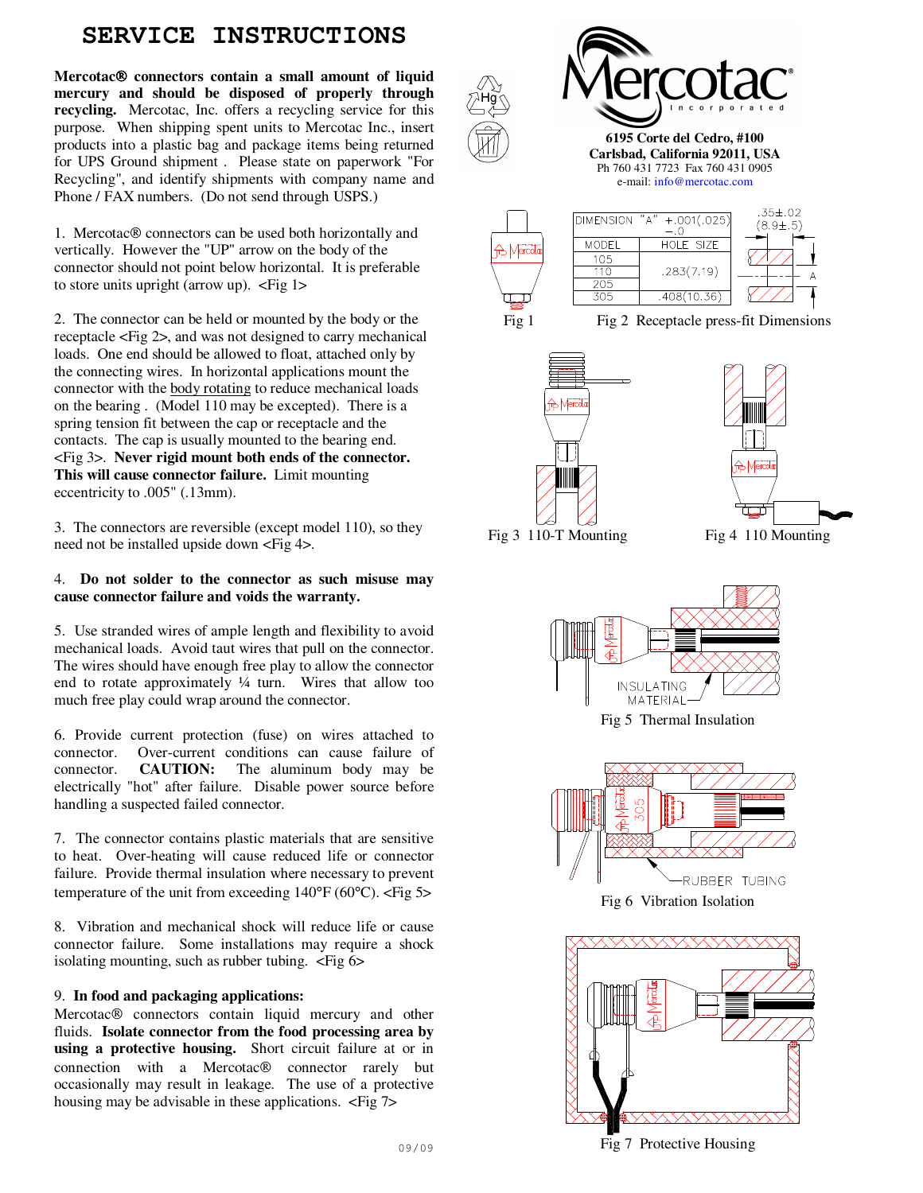# SERVICE INSTRUCTIONS

**Mercotac® connectors contain a small amount of liquid mercury and should be disposed of properly through recycling.** Mercotac, Inc. offers a recycling service for this purpose. When shipping spent units to Mercotac Inc., insert products into a plastic bag and package items being returned for UPS Ground shipment . Please state on paperwork "For Recycling", and identify shipments with company name and Phone / FAX numbers. (Do not send through USPS.)

1. Mercotac® connectors can be used both horizontally and vertically. However the "UP" arrow on the body of the connector should not point below horizontal. It is preferable to store units upright (arrow up). <Fig 1>

2. The connector can be held or mounted by the body or the receptacle <Fig 2>, and was not designed to carry mechanical loads. One end should be allowed to float, attached only by the connecting wires. In horizontal applications mount the connector with the body rotating to reduce mechanical loads on the bearing . (Model 110 may be excepted). There is a spring tension fit between the cap or receptacle and the contacts. The cap is usually mounted to the bearing end. <Fig 3>. **Never rigid mount both ends of the connector. This will cause connector failure.** Limit mounting eccentricity to .005" (.13mm).

3. The connectors are reversible (except model 110), so they need not be installed upside down <Fig 4>.

4. **Do not solder to the connector as such misuse may cause connector failure and voids the warranty.**

5. Use stranded wires of ample length and flexibility to avoid mechanical loads. Avoid taut wires that pull on the connector. The wires should have enough free play to allow the connector end to rotate approximately ¼ turn. Wires that allow too much free play could wrap around the connector.

6. Provide current protection (fuse) on wires attached to connector. Over-current conditions can cause failure of connector. **CAUTION:** The aluminum body may be electrically "hot" after failure. Disable power source before handling a suspected failed connector.

7. The connector contains plastic materials that are sensitive to heat. Over-heating will cause reduced life or connector failure. Provide thermal insulation where necessary to prevent temperature of the unit from exceeding 140°F (60°C). <Fig 5>

8. Vibration and mechanical shock will reduce life or cause connector failure. Some installations may require a shock isolating mounting, such as rubber tubing. <Fig 6>

9. **In food and packaging applications:**
Mercotac® connectors contain liquid mercury and other fluids. **Isolate connector from the food processing area by using a protective housing.** Short circuit failure at or in connection with a Mercotac® connector rarely but occasionally may result in leakage. The use of a protective housing may be advisable in these applications. <Fig 7>

09/09

Mercotac Incorporated

**6195 Corte del Cedro, #100**
**Carlsbad, California 92011, USA**
Ph 760 431 7723 Fax 760 431 0905
e-mail: info@mercotac.com

| DIMENSION "A" | +.001(.025) −.0 |
|---|---|
| MODEL | HOLE SIZE |
| 105 | .283(7.19) |
| 110 | .283(7.19) |
| 205 | .283(7.19) |
| 305 | .408(10.36) |

.35±.02
(8.9±.5)
A

Fig 1

Fig 2 Receptacle press-fit Dimensions

Fig 3 110-T Mounting

Fig 4 110 Mounting

INSULATING MATERIAL

Fig 5 Thermal Insulation

RUBBER TUBING

Fig 6 Vibration Isolation

Fig 7 Protective Housing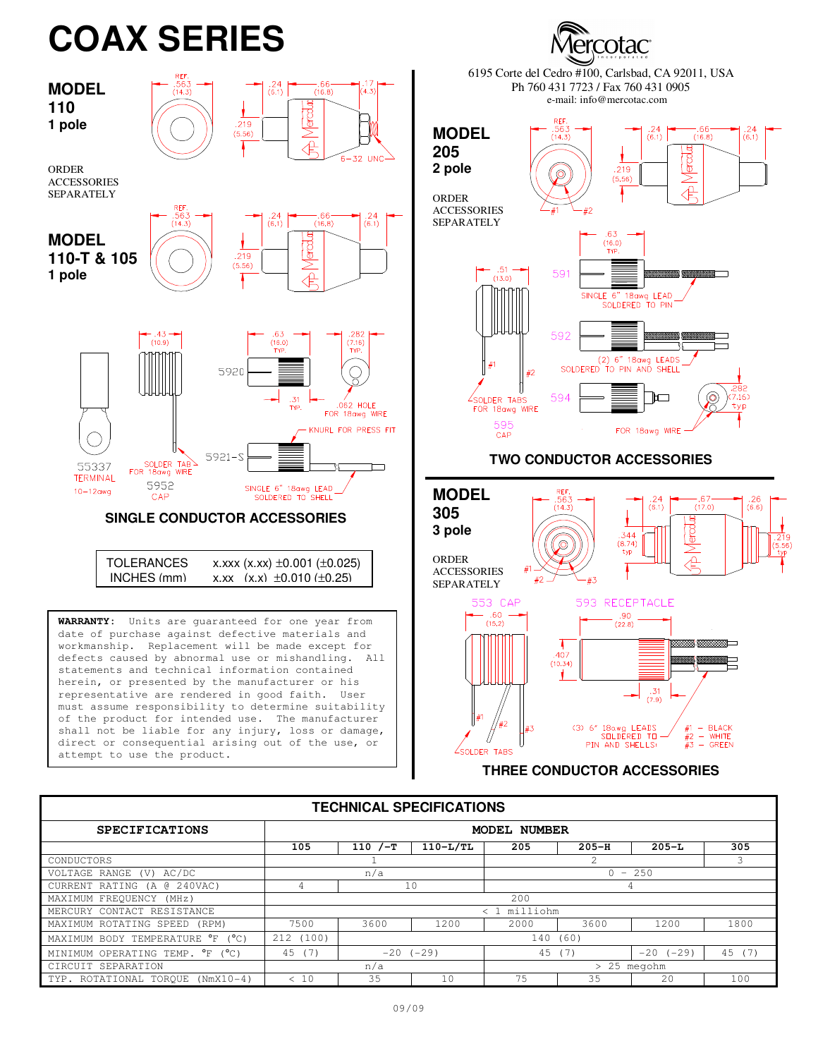# COAX SERIES

Mercotac Incorporated
6195 Corte del Cedro #100, Carlsbad, CA 92011, USA
Ph 760 431 7723 / Fax 760 431 0905
e-mail: info@mercotac.com

## MODEL 110
1 pole

ORDER ACCESSORIES SEPARATELY

REF. .563 (14.3)
.24 (6.1)
.66 (16.8)
.17 (4.3)
.219 (5.56)
6-32 UNC

## MODEL 110-T & 105
1 pole

REF. .563 (14.3)
.24 (6.1)
.66 (16.8)
.24 (6.1)
.219 (5.56)

.43 (10.9)
.63 (16.0) TYP.
.282 (7.16) TYP.
5920
.31 TYP.
.062 HOLE FOR 18awg WIRE
KNURL FOR PRESS FIT
5921-S
55337 TERMINAL 10-12awg
SOLDER TAB FOR 18awg WIRE
5952 CAP
SINGLE 6" 18awg LEAD SOLDERED TO SHELL

### SINGLE CONDUCTOR ACCESSORIES

| TOLERANCES INCHES (mm) | |
|---|---|
| | x.xxx (x.xx) ±0.001 (±0.025) |
| | x.xx (x.x) ±0.010 (±0.25) |

**WARRANTY:** Units are guaranteed for one year from date of purchase against defective materials and workmanship. Replacement will be made except for defects caused by abnormal use or mishandling. All statements and technical information contained herein, or presented by the manufacturer or his representative are rendered in good faith. User must assume responsibility to determine suitability of the product for intended use. The manufacturer shall not be liable for any injury, loss or damage, direct or consequential arising out of the use, or attempt to use the product.

## MODEL 205
2 pole

ORDER ACCESSORIES SEPARATELY

REF. .563 (14.3)
.24 (6.1)
.66 (16.8)
.24 (6.1)
.219 (5.56)
#1 #2

.63 (16.0) TYP.
.51 (13.0)
591 SINGLE 6" 18awg LEAD SOLDERED TO PIN
592 (2) 6" 18awg LEADS SOLDERED TO PIN AND SHELL
#1 #2
SOLDER TABS FOR 18awg WIRE
595 CAP
594
.282 (7.16) typ
FOR 18awg WIRE

### TWO CONDUCTOR ACCESSORIES

## MODEL 305
3 pole

ORDER ACCESSORIES SEPARATELY

REF. .563 (14.3)
.24 (6.1)
.67 (17.0)
.26 (6.6)
.344 (8.74) typ
.219 (5.56) typ
#1 #2 #3

553 CAP
593 RECEPTACLE
.60 (15.2)
.90 (22.8)
.407 (10.34)
.31 (7.9)
#1 #2 #3
SOLDER TABS
(3) 6" 18awg LEADS SOLDERED TO PIN AND SHELLS
#1 - BLACK
#2 - WHITE
#3 - GREEN

### THREE CONDUCTOR ACCESSORIES

### TECHNICAL SPECIFICATIONS

| SPECIFICATIONS | MODEL NUMBER | | | | | | |
|---|---|---|---|---|---|---|---|
| | 105 | 110 /-T | 110-L/TL | 205 | 205-H | 205-L | 305 |
| CONDUCTORS | 1 | | | 2 | | | 3 |
| VOLTAGE RANGE (V) AC/DC | n/a | | | 0 - 250 | | | |
| CURRENT RATING (A @ 240VAC) | 4 | 10 | | 4 | | | |
| MAXIMUM FREQUENCY (MHz) | 200 | | | | | | |
| MERCURY CONTACT RESISTANCE | < 1 milliohm | | | | | | |
| MAXIMUM ROTATING SPEED (RPM) | 7500 | 3600 | 1200 | 2000 | 3600 | 1200 | 1800 |
| MAXIMUM BODY TEMPERATURE °F (°C) | 212 (100) | 140 (60) | | | | | |
| MINIMUM OPERATING TEMP. °F (°C) | 45 (7) | -20 (-29) | | 45 (7) | | -20 (-29) | 45 (7) |
| CIRCUIT SEPARATION | n/a | | | > 25 megohm | | | |
| TYP. ROTATIONAL TORQUE (NmX10-4) | < 10 | 35 | 10 | 75 | 35 | 20 | 100 |

09/09